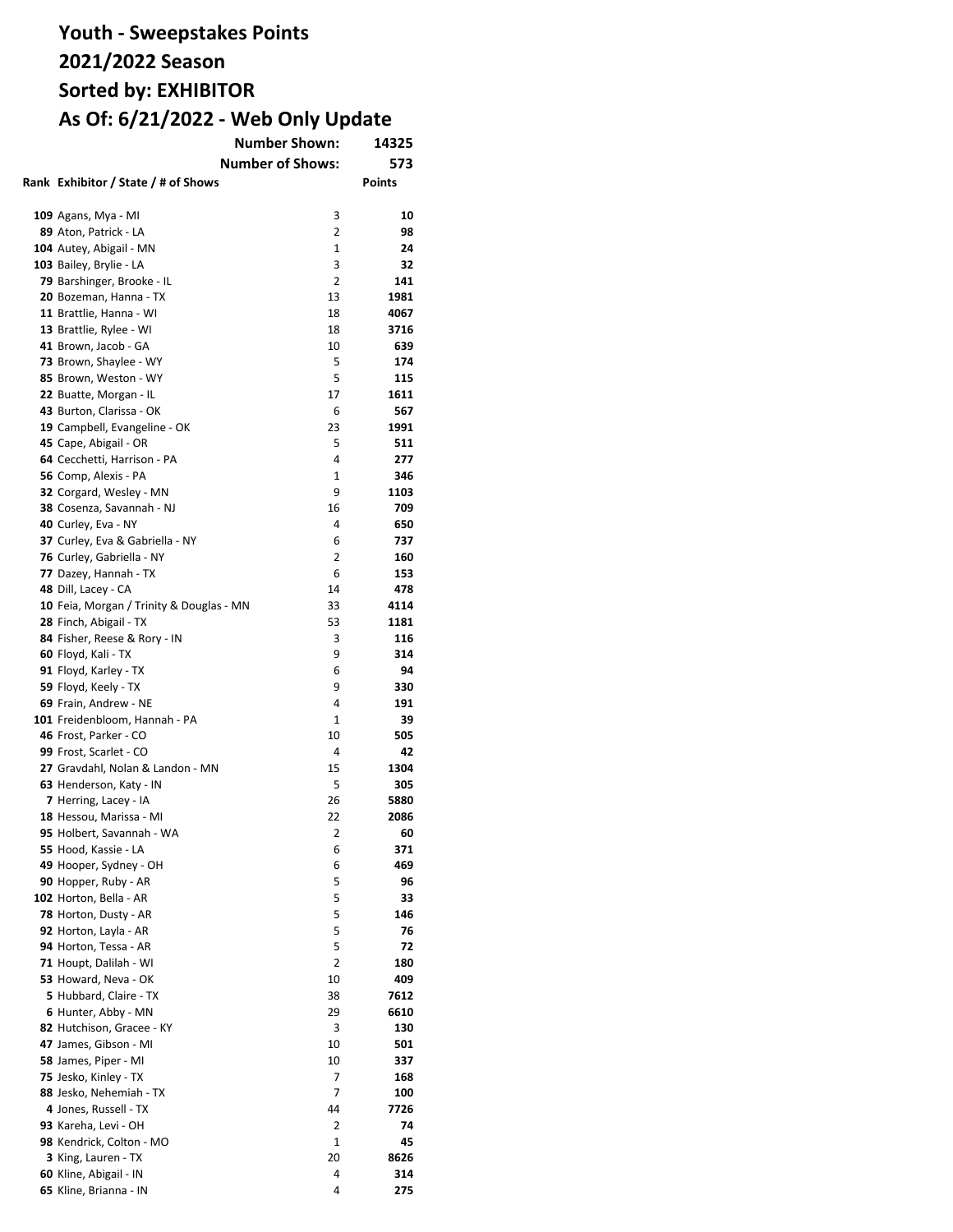# Youth - Sweepstakes Points

## 2021/2022 Season

## Sorted by: EXHIBITOR

## As Of: 6/21/2022 - Web Only Update

**Number Shown:** 14325

**Number of Shows:** 573

| Rank | Exhibitor / State / # of Shows | | Points |
|---|---|---|---|
| 109 | Agans, Mya - MI | 3 | 10 |
| 89 | Aton, Patrick - LA | 2 | 98 |
| 104 | Autey, Abigail - MN | 1 | 24 |
| 103 | Bailey, Brylie - LA | 3 | 32 |
| 79 | Barshinger, Brooke - IL | 2 | 141 |
| 20 | Bozeman, Hanna - TX | 13 | 1981 |
| 11 | Brattlie, Hanna - WI | 18 | 4067 |
| 13 | Brattlie, Rylee - WI | 18 | 3716 |
| 41 | Brown, Jacob - GA | 10 | 639 |
| 73 | Brown, Shaylee - WY | 5 | 174 |
| 85 | Brown, Weston - WY | 5 | 115 |
| 22 | Buatte, Morgan - IL | 17 | 1611 |
| 43 | Burton, Clarissa - OK | 6 | 567 |
| 19 | Campbell, Evangeline - OK | 23 | 1991 |
| 45 | Cape, Abigail - OR | 5 | 511 |
| 64 | Cecchetti, Harrison - PA | 4 | 277 |
| 56 | Comp, Alexis - PA | 1 | 346 |
| 32 | Corgard, Wesley - MN | 9 | 1103 |
| 38 | Cosenza, Savannah - NJ | 16 | 709 |
| 40 | Curley, Eva - NY | 4 | 650 |
| 37 | Curley, Eva & Gabriella - NY | 6 | 737 |
| 76 | Curley, Gabriella - NY | 2 | 160 |
| 77 | Dazey, Hannah - TX | 6 | 153 |
| 48 | Dill, Lacey - CA | 14 | 478 |
| 10 | Feia, Morgan / Trinity & Douglas - MN | 33 | 4114 |
| 28 | Finch, Abigail - TX | 53 | 1181 |
| 84 | Fisher, Reese & Rory - IN | 3 | 116 |
| 60 | Floyd, Kali - TX | 9 | 314 |
| 91 | Floyd, Karley - TX | 6 | 94 |
| 59 | Floyd, Keely - TX | 9 | 330 |
| 69 | Frain, Andrew - NE | 4 | 191 |
| 101 | Freidenbloom, Hannah - PA | 1 | 39 |
| 46 | Frost, Parker - CO | 10 | 505 |
| 99 | Frost, Scarlet - CO | 4 | 42 |
| 27 | Gravdahl, Nolan & Landon - MN | 15 | 1304 |
| 63 | Henderson, Katy - IN | 5 | 305 |
| 7 | Herring, Lacey - IA | 26 | 5880 |
| 18 | Hessou, Marissa - MI | 22 | 2086 |
| 95 | Holbert, Savannah - WA | 2 | 60 |
| 55 | Hood, Kassie - LA | 6 | 371 |
| 49 | Hooper, Sydney - OH | 6 | 469 |
| 90 | Hopper, Ruby - AR | 5 | 96 |
| 102 | Horton, Bella - AR | 5 | 33 |
| 78 | Horton, Dusty - AR | 5 | 146 |
| 92 | Horton, Layla - AR | 5 | 76 |
| 94 | Horton, Tessa - AR | 5 | 72 |
| 71 | Houpt, Dalilah - WI | 2 | 180 |
| 53 | Howard, Neva - OK | 10 | 409 |
| 5 | Hubbard, Claire - TX | 38 | 7612 |
| 6 | Hunter, Abby - MN | 29 | 6610 |
| 82 | Hutchison, Gracee - KY | 3 | 130 |
| 47 | James, Gibson - MI | 10 | 501 |
| 58 | James, Piper - MI | 10 | 337 |
| 75 | Jesko, Kinley - TX | 7 | 168 |
| 88 | Jesko, Nehemiah - TX | 7 | 100 |
| 4 | Jones, Russell - TX | 44 | 7726 |
| 93 | Kareha, Levi - OH | 2 | 74 |
| 98 | Kendrick, Colton - MO | 1 | 45 |
| 3 | King, Lauren - TX | 20 | 8626 |
| 60 | Kline, Abigail - IN | 4 | 314 |
| 65 | Kline, Brianna - IN | 4 | 275 |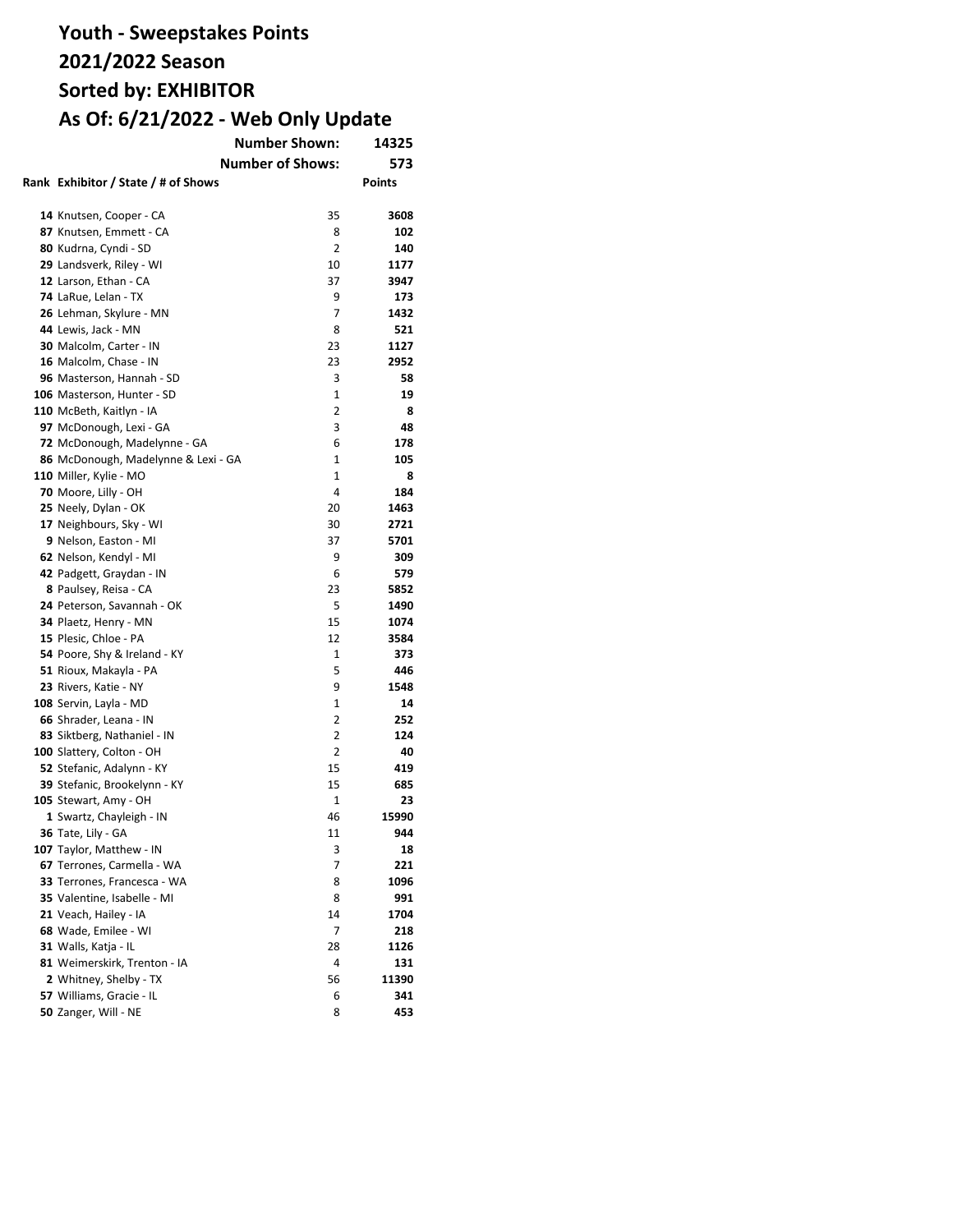# Youth - Sweepstakes Points
# 2021/2022 Season
# Sorted by: EXHIBITOR
# As Of: 6/21/2022 - Web Only Update

**Number Shown:** **14325**

**Number of Shows:** **573**

| Rank | Exhibitor / State / # of Shows | | Points |
|---|---|---|---|
| 14 | Knutsen, Cooper - CA | 35 | 3608 |
| 87 | Knutsen, Emmett - CA | 8 | 102 |
| 80 | Kudrna, Cyndi - SD | 2 | 140 |
| 29 | Landsverk, Riley - WI | 10 | 1177 |
| 12 | Larson, Ethan - CA | 37 | 3947 |
| 74 | LaRue, Lelan - TX | 9 | 173 |
| 26 | Lehman, Skylure - MN | 7 | 1432 |
| 44 | Lewis, Jack - MN | 8 | 521 |
| 30 | Malcolm, Carter - IN | 23 | 1127 |
| 16 | Malcolm, Chase - IN | 23 | 2952 |
| 96 | Masterson, Hannah - SD | 3 | 58 |
| 106 | Masterson, Hunter - SD | 1 | 19 |
| 110 | McBeth, Kaitlyn - IA | 2 | 8 |
| 97 | McDonough, Lexi - GA | 3 | 48 |
| 72 | McDonough, Madelynne - GA | 6 | 178 |
| 86 | McDonough, Madelynne & Lexi - GA | 1 | 105 |
| 110 | Miller, Kylie - MO | 1 | 8 |
| 70 | Moore, Lilly - OH | 4 | 184 |
| 25 | Neely, Dylan - OK | 20 | 1463 |
| 17 | Neighbours, Sky - WI | 30 | 2721 |
| 9 | Nelson, Easton - MI | 37 | 5701 |
| 62 | Nelson, Kendyl - MI | 9 | 309 |
| 42 | Padgett, Graydan - IN | 6 | 579 |
| 8 | Paulsey, Reisa - CA | 23 | 5852 |
| 24 | Peterson, Savannah - OK | 5 | 1490 |
| 34 | Plaetz, Henry - MN | 15 | 1074 |
| 15 | Plesic, Chloe - PA | 12 | 3584 |
| 54 | Poore, Shy & Ireland - KY | 1 | 373 |
| 51 | Rioux, Makayla - PA | 5 | 446 |
| 23 | Rivers, Katie - NY | 9 | 1548 |
| 108 | Servin, Layla - MD | 1 | 14 |
| 66 | Shrader, Leana - IN | 2 | 252 |
| 83 | Siktberg, Nathaniel - IN | 2 | 124 |
| 100 | Slattery, Colton - OH | 2 | 40 |
| 52 | Stefanic, Adalynn - KY | 15 | 419 |
| 39 | Stefanic, Brookelynn - KY | 15 | 685 |
| 105 | Stewart, Amy - OH | 1 | 23 |
| 1 | Swartz, Chayleigh - IN | 46 | 15990 |
| 36 | Tate, Lily - GA | 11 | 944 |
| 107 | Taylor, Matthew - IN | 3 | 18 |
| 67 | Terrones, Carmella - WA | 7 | 221 |
| 33 | Terrones, Francesca - WA | 8 | 1096 |
| 35 | Valentine, Isabelle - MI | 8 | 991 |
| 21 | Veach, Hailey - IA | 14 | 1704 |
| 68 | Wade, Emilee - WI | 7 | 218 |
| 31 | Walls, Katja - IL | 28 | 1126 |
| 81 | Weimerskirk, Trenton - IA | 4 | 131 |
| 2 | Whitney, Shelby - TX | 56 | 11390 |
| 57 | Williams, Gracie - IL | 6 | 341 |
| 50 | Zanger, Will - NE | 8 | 453 |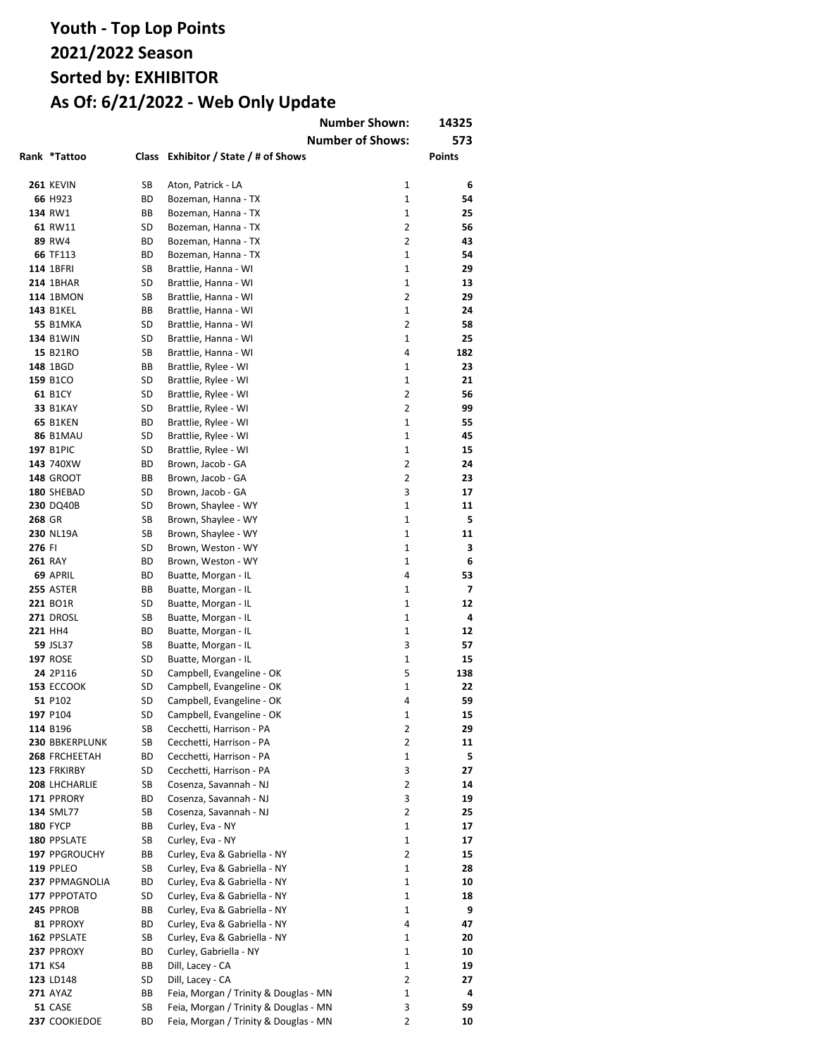# Youth - Top Lop Points
## 2021/2022 Season
## Sorted by: EXHIBITOR
## As Of: 6/21/2022 - Web Only Update

| | | | Number Shown: | 14325 |
|---|---|---|---|---|
| | | | **Number of Shows:** | **573** |

| Rank | *Tattoo | Class | Exhibitor / State / # of Shows | | Points |
|---|---|---|---|---|---|
| **261** | KEVIN | SB | Aton, Patrick - LA | 1 | **6** |
| **66** | H923 | BD | Bozeman, Hanna - TX | 1 | **54** |
| **134** | RW1 | BB | Bozeman, Hanna - TX | 1 | **25** |
| **61** | RW11 | SD | Bozeman, Hanna - TX | 2 | **56** |
| **89** | RW4 | BD | Bozeman, Hanna - TX | 2 | **43** |
| **66** | TF113 | BD | Bozeman, Hanna - TX | 1 | **54** |
| **114** | 1BFRI | SB | Brattlie, Hanna - WI | 1 | **29** |
| **214** | 1BHAR | SD | Brattlie, Hanna - WI | 1 | **13** |
| **114** | 1BMON | SB | Brattlie, Hanna - WI | 2 | **29** |
| **143** | B1KEL | BB | Brattlie, Hanna - WI | 1 | **24** |
| **55** | B1MKA | SD | Brattlie, Hanna - WI | 2 | **58** |
| **134** | B1WIN | SD | Brattlie, Hanna - WI | 1 | **25** |
| **15** | B21RO | SB | Brattlie, Hanna - WI | 4 | **182** |
| **148** | 1BGD | BB | Brattlie, Rylee - WI | 1 | **23** |
| **159** | B1CO | SD | Brattlie, Rylee - WI | 1 | **21** |
| **61** | B1CY | SD | Brattlie, Rylee - WI | 2 | **56** |
| **33** | B1KAY | SD | Brattlie, Rylee - WI | 2 | **99** |
| **65** | B1KEN | BD | Brattlie, Rylee - WI | 1 | **55** |
| **86** | B1MAU | SD | Brattlie, Rylee - WI | 1 | **45** |
| **197** | B1PIC | SD | Brattlie, Rylee - WI | 1 | **15** |
| **143** | 740XW | BD | Brown, Jacob - GA | 2 | **24** |
| **148** | GROOT | BB | Brown, Jacob - GA | 2 | **23** |
| **180** | SHEBAD | SD | Brown, Jacob - GA | 3 | **17** |
| **230** | DQ40B | SD | Brown, Shaylee - WY | 1 | **11** |
| **268** | GR | SB | Brown, Shaylee - WY | 1 | **5** |
| **230** | NL19A | SB | Brown, Shaylee - WY | 1 | **11** |
| **276** | FI | SD | Brown, Weston - WY | 1 | **3** |
| **261** | RAY | BD | Brown, Weston - WY | 1 | **6** |
| **69** | APRIL | BD | Buatte, Morgan - IL | 4 | **53** |
| **255** | ASTER | BB | Buatte, Morgan - IL | 1 | **7** |
| **221** | BO1R | SD | Buatte, Morgan - IL | 1 | **12** |
| **271** | DROSL | SB | Buatte, Morgan - IL | 1 | **4** |
| **221** | HH4 | BD | Buatte, Morgan - IL | 1 | **12** |
| **59** | JSL37 | SB | Buatte, Morgan - IL | 3 | **57** |
| **197** | ROSE | SD | Buatte, Morgan - IL | 1 | **15** |
| **24** | 2P116 | SD | Campbell, Evangeline - OK | 5 | **138** |
| **153** | ECCOOK | SD | Campbell, Evangeline - OK | 1 | **22** |
| **51** | P102 | SD | Campbell, Evangeline - OK | 4 | **59** |
| **197** | P104 | SD | Campbell, Evangeline - OK | 1 | **15** |
| **114** | B196 | SB | Cecchetti, Harrison - PA | 2 | **29** |
| **230** | BBKERPLUNK | SB | Cecchetti, Harrison - PA | 2 | **11** |
| **268** | FRCHEETAH | BD | Cecchetti, Harrison - PA | 1 | **5** |
| **123** | FRKIRBY | SD | Cecchetti, Harrison - PA | 3 | **27** |
| **208** | LHCHARLIE | SB | Cosenza, Savannah - NJ | 2 | **14** |
| **171** | PPRORY | BD | Cosenza, Savannah - NJ | 3 | **19** |
| **134** | SML77 | SB | Cosenza, Savannah - NJ | 2 | **25** |
| **180** | FYCP | BB | Curley, Eva - NY | 1 | **17** |
| **180** | PPSLATE | SB | Curley, Eva - NY | 1 | **17** |
| **197** | PPGROUCHY | BB | Curley, Eva & Gabriella - NY | 2 | **15** |
| **119** | PPLEO | SB | Curley, Eva & Gabriella - NY | 1 | **28** |
| **237** | PPMAGNOLIA | BD | Curley, Eva & Gabriella - NY | 1 | **10** |
| **177** | PPPOTATO | SD | Curley, Eva & Gabriella - NY | 1 | **18** |
| **245** | PPROB | BB | Curley, Eva & Gabriella - NY | 1 | **9** |
| **81** | PPROXY | BD | Curley, Eva & Gabriella - NY | 4 | **47** |
| **162** | PPSLATE | SB | Curley, Eva & Gabriella - NY | 1 | **20** |
| **237** | PPROXY | BD | Curley, Gabriella - NY | 1 | **10** |
| **171** | KS4 | BB | Dill, Lacey - CA | 1 | **19** |
| **123** | LD148 | SD | Dill, Lacey - CA | 2 | **27** |
| **271** | AYAZ | BB | Feia, Morgan / Trinity & Douglas - MN | 1 | **4** |
| **51** | CASE | SB | Feia, Morgan / Trinity & Douglas - MN | 3 | **59** |
| **237** | COOKIEDOE | BD | Feia, Morgan / Trinity & Douglas - MN | 2 | **10** |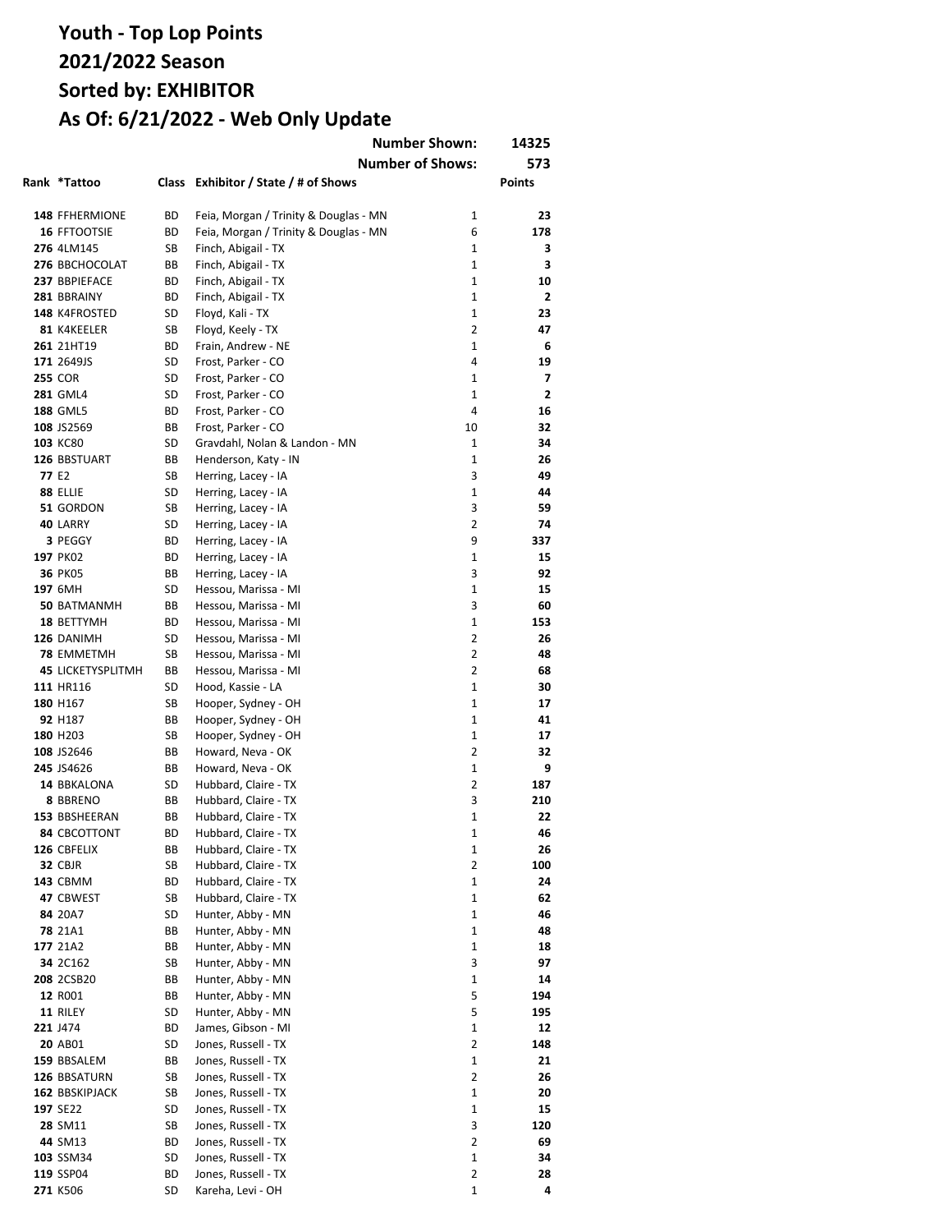# Youth - Top Lop Points
# 2021/2022 Season
# Sorted by: EXHIBITOR
# As Of: 6/21/2022 - Web Only Update

**Number Shown: 14325**

**Number of Shows: 573**

| Rank | *Tattoo | Class | Exhibitor / State / # of Shows | | Points |
|---|---|---|---|---|---|
| 148 | FFHERMIONE | BD | Feia, Morgan / Trinity & Douglas - MN | 1 | 23 |
| 16 | FFTOOTSIE | BD | Feia, Morgan / Trinity & Douglas - MN | 6 | 178 |
| 276 | 4LM145 | SB | Finch, Abigail - TX | 1 | 3 |
| 276 | BBCHOCOLAT | BB | Finch, Abigail - TX | 1 | 3 |
| 237 | BBPIEFACE | BD | Finch, Abigail - TX | 1 | 10 |
| 281 | BBRAINY | BD | Finch, Abigail - TX | 1 | 2 |
| 148 | K4FROSTED | SD | Floyd, Kali - TX | 1 | 23 |
| 81 | K4KEELER | SB | Floyd, Keely - TX | 2 | 47 |
| 261 | 21HT19 | BD | Frain, Andrew - NE | 1 | 6 |
| 171 | 2649JS | SD | Frost, Parker - CO | 4 | 19 |
| 255 | COR | SD | Frost, Parker - CO | 1 | 7 |
| 281 | GML4 | SD | Frost, Parker - CO | 1 | 2 |
| 188 | GML5 | BD | Frost, Parker - CO | 4 | 16 |
| 108 | JS2569 | BB | Frost, Parker - CO | 10 | 32 |
| 103 | KC80 | SD | Gravdahl, Nolan & Landon - MN | 1 | 34 |
| 126 | BBSTUART | BB | Henderson, Katy - IN | 1 | 26 |
| 77 | E2 | SB | Herring, Lacey - IA | 3 | 49 |
| 88 | ELLIE | SD | Herring, Lacey - IA | 1 | 44 |
| 51 | GORDON | SB | Herring, Lacey - IA | 3 | 59 |
| 40 | LARRY | SD | Herring, Lacey - IA | 2 | 74 |
| 3 | PEGGY | BD | Herring, Lacey - IA | 9 | 337 |
| 197 | PK02 | BD | Herring, Lacey - IA | 1 | 15 |
| 36 | PK05 | BB | Herring, Lacey - IA | 3 | 92 |
| 197 | 6MH | SD | Hessou, Marissa - MI | 1 | 15 |
| 50 | BATMANMH | BB | Hessou, Marissa - MI | 3 | 60 |
| 18 | BETTYMH | BD | Hessou, Marissa - MI | 1 | 153 |
| 126 | DANIMH | SD | Hessou, Marissa - MI | 2 | 26 |
| 78 | EMMETMH | SB | Hessou, Marissa - MI | 2 | 48 |
| 45 | LICKETYSPLITMH | BB | Hessou, Marissa - MI | 2 | 68 |
| 111 | HR116 | SD | Hood, Kassie - LA | 1 | 30 |
| 180 | H167 | SB | Hooper, Sydney - OH | 1 | 17 |
| 92 | H187 | BB | Hooper, Sydney - OH | 1 | 41 |
| 180 | H203 | SB | Hooper, Sydney - OH | 1 | 17 |
| 108 | JS2646 | BB | Howard, Neva - OK | 2 | 32 |
| 245 | JS4626 | BB | Howard, Neva - OK | 1 | 9 |
| 14 | BBKALONA | SD | Hubbard, Claire - TX | 2 | 187 |
| 8 | BBRENO | BB | Hubbard, Claire - TX | 3 | 210 |
| 153 | BBSHEERAN | BB | Hubbard, Claire - TX | 1 | 22 |
| 84 | CBCOTTONT | BD | Hubbard, Claire - TX | 1 | 46 |
| 126 | CBFELIX | BB | Hubbard, Claire - TX | 1 | 26 |
| 32 | CBJR | SB | Hubbard, Claire - TX | 2 | 100 |
| 143 | CBMM | BD | Hubbard, Claire - TX | 1 | 24 |
| 47 | CBWEST | SB | Hubbard, Claire - TX | 1 | 62 |
| 84 | 20A7 | SD | Hunter, Abby - MN | 1 | 46 |
| 78 | 21A1 | BB | Hunter, Abby - MN | 1 | 48 |
| 177 | 21A2 | BB | Hunter, Abby - MN | 1 | 18 |
| 34 | 2C162 | SB | Hunter, Abby - MN | 3 | 97 |
| 208 | 2CSB20 | BB | Hunter, Abby - MN | 1 | 14 |
| 12 | R001 | BB | Hunter, Abby - MN | 5 | 194 |
| 11 | RILEY | SD | Hunter, Abby - MN | 5 | 195 |
| 221 | J474 | BD | James, Gibson - MI | 1 | 12 |
| 20 | AB01 | SD | Jones, Russell - TX | 2 | 148 |
| 159 | BBSALEM | BB | Jones, Russell - TX | 1 | 21 |
| 126 | BBSATURN | SB | Jones, Russell - TX | 2 | 26 |
| 162 | BBSKIPJACK | SB | Jones, Russell - TX | 1 | 20 |
| 197 | SE22 | SD | Jones, Russell - TX | 1 | 15 |
| 28 | SM11 | SB | Jones, Russell - TX | 3 | 120 |
| 44 | SM13 | BD | Jones, Russell - TX | 2 | 69 |
| 103 | SSM34 | SD | Jones, Russell - TX | 1 | 34 |
| 119 | SSP04 | BD | Jones, Russell - TX | 2 | 28 |
| 271 | K506 | SD | Kareha, Levi - OH | 1 | 4 |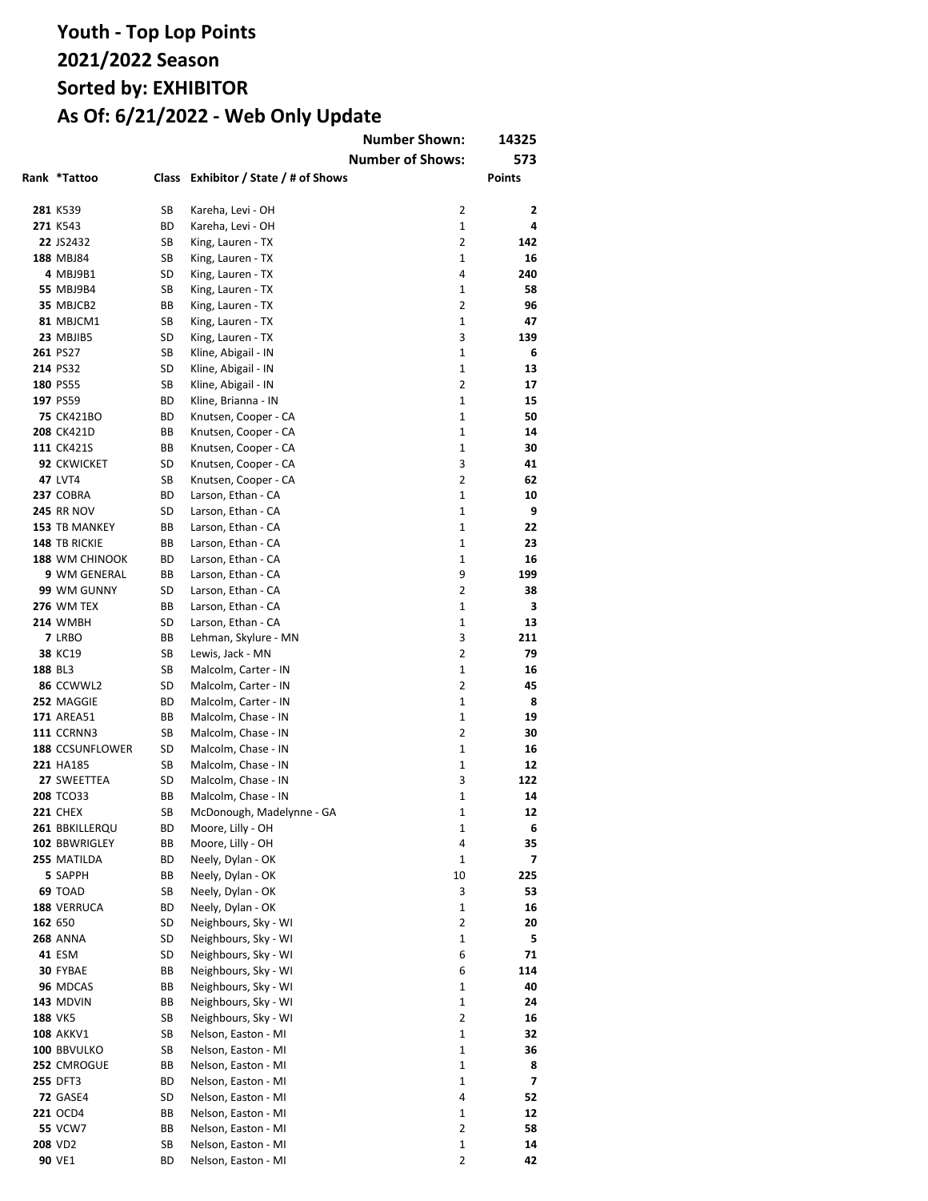# Youth - Top Lop Points
# 2021/2022 Season
# Sorted by: EXHIBITOR
# As Of: 6/21/2022 - Web Only Update

Number Shown: 14325

Number of Shows: 573

| Rank | *Tattoo | Class | Exhibitor / State / # of Shows | | Points |
|---|---|---|---|---|---|
| 281 | K539 | SB | Kareha, Levi - OH | 2 | 2 |
| 271 | K543 | BD | Kareha, Levi - OH | 1 | 4 |
| 22 | JS2432 | SB | King, Lauren - TX | 2 | 142 |
| 188 | MBJ84 | SB | King, Lauren - TX | 1 | 16 |
| 4 | MBJ9B1 | SD | King, Lauren - TX | 4 | 240 |
| 55 | MBJ9B4 | SB | King, Lauren - TX | 1 | 58 |
| 35 | MBJCB2 | BB | King, Lauren - TX | 2 | 96 |
| 81 | MBJCM1 | SB | King, Lauren - TX | 1 | 47 |
| 23 | MBJIB5 | SD | King, Lauren - TX | 3 | 139 |
| 261 | PS27 | SB | Kline, Abigail - IN | 1 | 6 |
| 214 | PS32 | SD | Kline, Abigail - IN | 1 | 13 |
| 180 | PS55 | SB | Kline, Abigail - IN | 2 | 17 |
| 197 | PS59 | BD | Kline, Brianna - IN | 1 | 15 |
| 75 | CK421BO | BD | Knutsen, Cooper - CA | 1 | 50 |
| 208 | CK421D | BB | Knutsen, Cooper - CA | 1 | 14 |
| 111 | CK421S | BB | Knutsen, Cooper - CA | 1 | 30 |
| 92 | CKWICKET | SD | Knutsen, Cooper - CA | 3 | 41 |
| 47 | LVT4 | SB | Knutsen, Cooper - CA | 2 | 62 |
| 237 | COBRA | BD | Larson, Ethan - CA | 1 | 10 |
| 245 | RR NOV | SD | Larson, Ethan - CA | 1 | 9 |
| 153 | TB MANKEY | BB | Larson, Ethan - CA | 1 | 22 |
| 148 | TB RICKIE | BB | Larson, Ethan - CA | 1 | 23 |
| 188 | WM CHINOOK | BD | Larson, Ethan - CA | 1 | 16 |
| 9 | WM GENERAL | BB | Larson, Ethan - CA | 9 | 199 |
| 99 | WM GUNNY | SD | Larson, Ethan - CA | 2 | 38 |
| 276 | WM TEX | BB | Larson, Ethan - CA | 1 | 3 |
| 214 | WMBH | SD | Larson, Ethan - CA | 1 | 13 |
| 7 | LRBO | BB | Lehman, Skylure - MN | 3 | 211 |
| 38 | KC19 | SB | Lewis, Jack - MN | 2 | 79 |
| 188 | BL3 | SB | Malcolm, Carter - IN | 1 | 16 |
| 86 | CCWWL2 | SD | Malcolm, Carter - IN | 2 | 45 |
| 252 | MAGGIE | BD | Malcolm, Carter - IN | 1 | 8 |
| 171 | AREA51 | BB | Malcolm, Chase - IN | 1 | 19 |
| 111 | CCRNN3 | SB | Malcolm, Chase - IN | 2 | 30 |
| 188 | CCSUNFLOWER | SD | Malcolm, Chase - IN | 1 | 16 |
| 221 | HA185 | SB | Malcolm, Chase - IN | 1 | 12 |
| 27 | SWEETTEA | SD | Malcolm, Chase - IN | 3 | 122 |
| 208 | TCO33 | BB | Malcolm, Chase - IN | 1 | 14 |
| 221 | CHEX | SB | McDonough, Madelynne - GA | 1 | 12 |
| 261 | BBKILLERQU | BD | Moore, Lilly - OH | 1 | 6 |
| 102 | BBWRIGLEY | BB | Moore, Lilly - OH | 4 | 35 |
| 255 | MATILDA | BD | Neely, Dylan - OK | 1 | 7 |
| 5 | SAPPH | BB | Neely, Dylan - OK | 10 | 225 |
| 69 | TOAD | SB | Neely, Dylan - OK | 3 | 53 |
| 188 | VERRUCA | BD | Neely, Dylan - OK | 1 | 16 |
| 162 | 650 | SD | Neighbours, Sky - WI | 2 | 20 |
| 268 | ANNA | SD | Neighbours, Sky - WI | 1 | 5 |
| 41 | ESM | SD | Neighbours, Sky - WI | 6 | 71 |
| 30 | FYBAE | BB | Neighbours, Sky - WI | 6 | 114 |
| 96 | MDCAS | BB | Neighbours, Sky - WI | 1 | 40 |
| 143 | MDVIN | BB | Neighbours, Sky - WI | 1 | 24 |
| 188 | VK5 | SB | Neighbours, Sky - WI | 2 | 16 |
| 108 | AKKV1 | SB | Nelson, Easton - MI | 1 | 32 |
| 100 | BBVULKO | SB | Nelson, Easton - MI | 1 | 36 |
| 252 | CMROGUE | BB | Nelson, Easton - MI | 1 | 8 |
| 255 | DFT3 | BD | Nelson, Easton - MI | 1 | 7 |
| 72 | GASE4 | SD | Nelson, Easton - MI | 4 | 52 |
| 221 | OCD4 | BB | Nelson, Easton - MI | 1 | 12 |
| 55 | VCW7 | BB | Nelson, Easton - MI | 2 | 58 |
| 208 | VD2 | SB | Nelson, Easton - MI | 1 | 14 |
| 90 | VE1 | BD | Nelson, Easton - MI | 2 | 42 |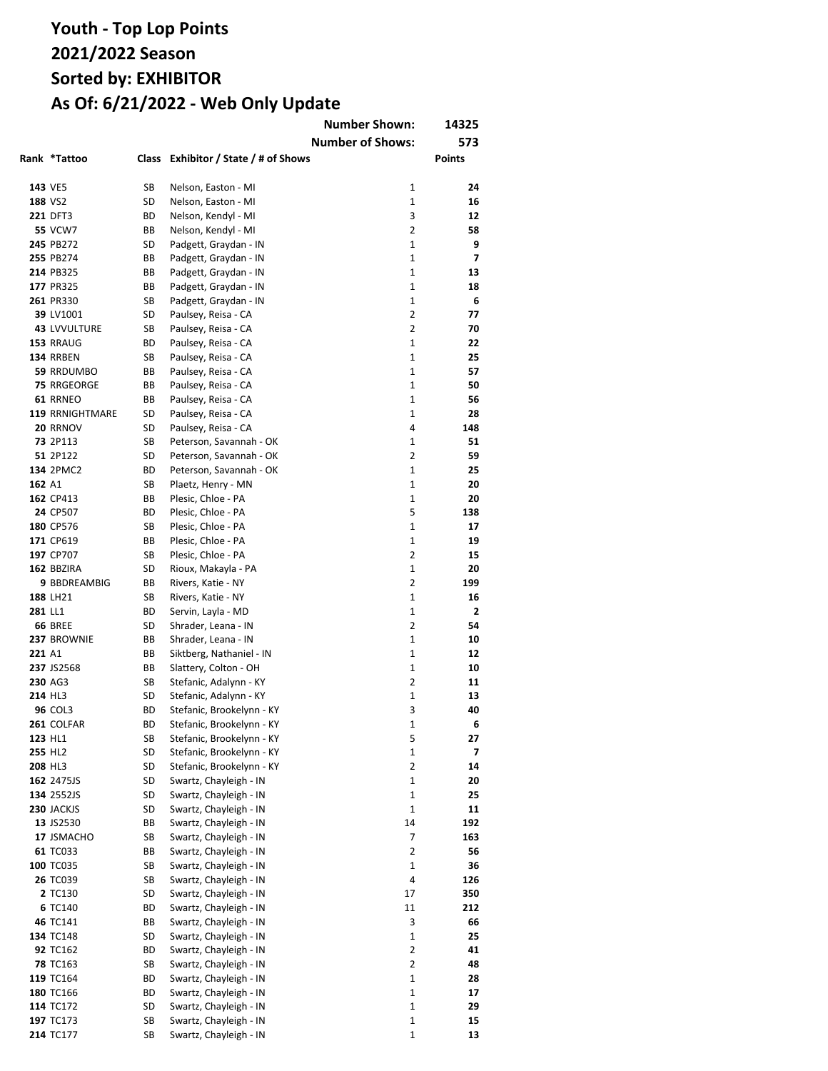# Youth - Top Lop Points
# 2021/2022 Season
# Sorted by: EXHIBITOR
# As Of: 6/21/2022 - Web Only Update

| | | | Number Shown: | 14325 |
|---|---|---|---|---|
| | | | Number of Shows: | 573 |

| Rank | *Tattoo | Class | Exhibitor / State / # of Shows | | Points |
|---|---|---|---|---|---|
| 143 | VE5 | SB | Nelson, Easton - MI | 1 | 24 |
| 188 | VS2 | SD | Nelson, Easton - MI | 1 | 16 |
| 221 | DFT3 | BD | Nelson, Kendyl - MI | 3 | 12 |
| 55 | VCW7 | BB | Nelson, Kendyl - MI | 2 | 58 |
| 245 | PB272 | SD | Padgett, Graydan - IN | 1 | 9 |
| 255 | PB274 | BB | Padgett, Graydan - IN | 1 | 7 |
| 214 | PB325 | BB | Padgett, Graydan - IN | 1 | 13 |
| 177 | PR325 | BB | Padgett, Graydan - IN | 1 | 18 |
| 261 | PR330 | SB | Padgett, Graydan - IN | 1 | 6 |
| 39 | LV1001 | SD | Paulsey, Reisa - CA | 2 | 77 |
| 43 | LVVULTURE | SB | Paulsey, Reisa - CA | 2 | 70 |
| 153 | RRAUG | BD | Paulsey, Reisa - CA | 1 | 22 |
| 134 | RRBEN | SB | Paulsey, Reisa - CA | 1 | 25 |
| 59 | RRDUMBO | BB | Paulsey, Reisa - CA | 1 | 57 |
| 75 | RRGEORGE | BB | Paulsey, Reisa - CA | 1 | 50 |
| 61 | RRNEO | BB | Paulsey, Reisa - CA | 1 | 56 |
| 119 | RRNIGHTMARE | SD | Paulsey, Reisa - CA | 1 | 28 |
| 20 | RRNOV | SD | Paulsey, Reisa - CA | 4 | 148 |
| 73 | 2P113 | SB | Peterson, Savannah - OK | 1 | 51 |
| 51 | 2P122 | SD | Peterson, Savannah - OK | 2 | 59 |
| 134 | 2PMC2 | BD | Peterson, Savannah - OK | 1 | 25 |
| 162 | A1 | SB | Plaetz, Henry - MN | 1 | 20 |
| 162 | CP413 | BB | Plesic, Chloe - PA | 1 | 20 |
| 24 | CP507 | BD | Plesic, Chloe - PA | 5 | 138 |
| 180 | CP576 | SB | Plesic, Chloe - PA | 1 | 17 |
| 171 | CP619 | BB | Plesic, Chloe - PA | 1 | 19 |
| 197 | CP707 | SB | Plesic, Chloe - PA | 2 | 15 |
| 162 | BBZIRA | SD | Rioux, Makayla - PA | 1 | 20 |
| 9 | BBDREAMBIG | BB | Rivers, Katie - NY | 2 | 199 |
| 188 | LH21 | SB | Rivers, Katie - NY | 1 | 16 |
| 281 | LL1 | BD | Servin, Layla - MD | 1 | 2 |
| 66 | BREE | SD | Shrader, Leana - IN | 2 | 54 |
| 237 | BROWNIE | BB | Shrader, Leana - IN | 1 | 10 |
| 221 | A1 | BB | Siktberg, Nathaniel - IN | 1 | 12 |
| 237 | JS2568 | BB | Slattery, Colton - OH | 1 | 10 |
| 230 | AG3 | SB | Stefanic, Adalynn - KY | 2 | 11 |
| 214 | HL3 | SD | Stefanic, Adalynn - KY | 1 | 13 |
| 96 | COL3 | BD | Stefanic, Brookelynn - KY | 3 | 40 |
| 261 | COLFAR | BD | Stefanic, Brookelynn - KY | 1 | 6 |
| 123 | HL1 | SB | Stefanic, Brookelynn - KY | 5 | 27 |
| 255 | HL2 | SD | Stefanic, Brookelynn - KY | 1 | 7 |
| 208 | HL3 | SD | Stefanic, Brookelynn - KY | 2 | 14 |
| 162 | 2475JS | SD | Swartz, Chayleigh - IN | 1 | 20 |
| 134 | 2552JS | SD | Swartz, Chayleigh - IN | 1 | 25 |
| 230 | JACKJS | SD | Swartz, Chayleigh - IN | 1 | 11 |
| 13 | JS2530 | BB | Swartz, Chayleigh - IN | 14 | 192 |
| 17 | JSMACHO | SB | Swartz, Chayleigh - IN | 7 | 163 |
| 61 | TC033 | BB | Swartz, Chayleigh - IN | 2 | 56 |
| 100 | TC035 | SB | Swartz, Chayleigh - IN | 1 | 36 |
| 26 | TC039 | SB | Swartz, Chayleigh - IN | 4 | 126 |
| 2 | TC130 | SD | Swartz, Chayleigh - IN | 17 | 350 |
| 6 | TC140 | BD | Swartz, Chayleigh - IN | 11 | 212 |
| 46 | TC141 | BB | Swartz, Chayleigh - IN | 3 | 66 |
| 134 | TC148 | SD | Swartz, Chayleigh - IN | 1 | 25 |
| 92 | TC162 | BD | Swartz, Chayleigh - IN | 2 | 41 |
| 78 | TC163 | SB | Swartz, Chayleigh - IN | 2 | 48 |
| 119 | TC164 | BD | Swartz, Chayleigh - IN | 1 | 28 |
| 180 | TC166 | BD | Swartz, Chayleigh - IN | 1 | 17 |
| 114 | TC172 | SD | Swartz, Chayleigh - IN | 1 | 29 |
| 197 | TC173 | SB | Swartz, Chayleigh - IN | 1 | 15 |
| 214 | TC177 | SB | Swartz, Chayleigh - IN | 1 | 13 |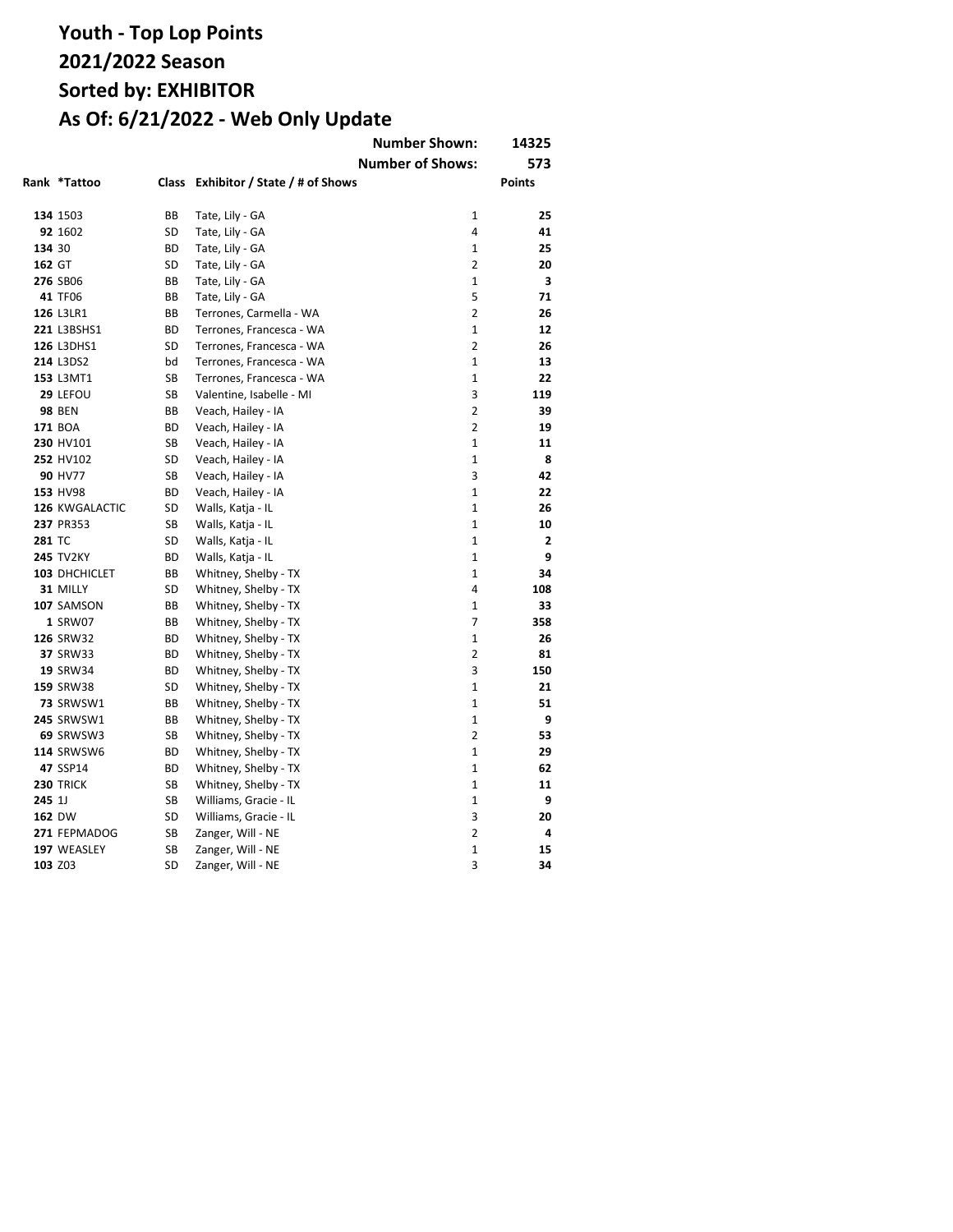# Youth - Top Lop Points
# 2021/2022 Season
# Sorted by: EXHIBITOR
# As Of: 6/21/2022 - Web Only Update

| | | | Number Shown: | | 14325 |
|---|---|---|---|---|---|
| | | | Number of Shows: | | 573 |
| **Rank** | ***Tattoo** | **Class** | **Exhibitor / State / # of Shows** | | **Points** |
| **134** | 1503 | BB | Tate, Lily - GA | 1 | **25** |
| **92** | 1602 | SD | Tate, Lily - GA | 4 | **41** |
| **134** | 30 | BD | Tate, Lily - GA | 1 | **25** |
| **162** | GT | SD | Tate, Lily - GA | 2 | **20** |
| **276** | SB06 | BB | Tate, Lily - GA | 1 | **3** |
| **41** | TF06 | BB | Tate, Lily - GA | 5 | **71** |
| **126** | L3LR1 | BB | Terrones, Carmella - WA | 2 | **26** |
| **221** | L3BSHS1 | BD | Terrones, Francesca - WA | 1 | **12** |
| **126** | L3DHS1 | SD | Terrones, Francesca - WA | 2 | **26** |
| **214** | L3DS2 | bd | Terrones, Francesca - WA | 1 | **13** |
| **153** | L3MT1 | SB | Terrones, Francesca - WA | 1 | **22** |
| **29** | LEFOU | SB | Valentine, Isabelle - MI | 3 | **119** |
| **98** | BEN | BB | Veach, Hailey - IA | 2 | **39** |
| **171** | BOA | BD | Veach, Hailey - IA | 2 | **19** |
| **230** | HV101 | SB | Veach, Hailey - IA | 1 | **11** |
| **252** | HV102 | SD | Veach, Hailey - IA | 1 | **8** |
| **90** | HV77 | SB | Veach, Hailey - IA | 3 | **42** |
| **153** | HV98 | BD | Veach, Hailey - IA | 1 | **22** |
| **126** | KWGALACTIC | SD | Walls, Katja - IL | 1 | **26** |
| **237** | PR353 | SB | Walls, Katja - IL | 1 | **10** |
| **281** | TC | SD | Walls, Katja - IL | 1 | **2** |
| **245** | TV2KY | BD | Walls, Katja - IL | 1 | **9** |
| **103** | DHCHICLET | BB | Whitney, Shelby - TX | 1 | **34** |
| **31** | MILLY | SD | Whitney, Shelby - TX | 4 | **108** |
| **107** | SAMSON | BB | Whitney, Shelby - TX | 1 | **33** |
| **1** | SRW07 | BB | Whitney, Shelby - TX | 7 | **358** |
| **126** | SRW32 | BD | Whitney, Shelby - TX | 1 | **26** |
| **37** | SRW33 | BD | Whitney, Shelby - TX | 2 | **81** |
| **19** | SRW34 | BD | Whitney, Shelby - TX | 3 | **150** |
| **159** | SRW38 | SD | Whitney, Shelby - TX | 1 | **21** |
| **73** | SRWSW1 | BB | Whitney, Shelby - TX | 1 | **51** |
| **245** | SRWSW1 | BB | Whitney, Shelby - TX | 1 | **9** |
| **69** | SRWSW3 | SB | Whitney, Shelby - TX | 2 | **53** |
| **114** | SRWSW6 | BD | Whitney, Shelby - TX | 1 | **29** |
| **47** | SSP14 | BD | Whitney, Shelby - TX | 1 | **62** |
| **230** | TRICK | SB | Whitney, Shelby - TX | 1 | **11** |
| **245** | 1J | SB | Williams, Gracie - IL | 1 | **9** |
| **162** | DW | SD | Williams, Gracie - IL | 3 | **20** |
| **271** | FEPMADOG | SB | Zanger, Will - NE | 2 | **4** |
| **197** | WEASLEY | SB | Zanger, Will - NE | 1 | **15** |
| **103** | Z03 | SD | Zanger, Will - NE | 3 | **34** |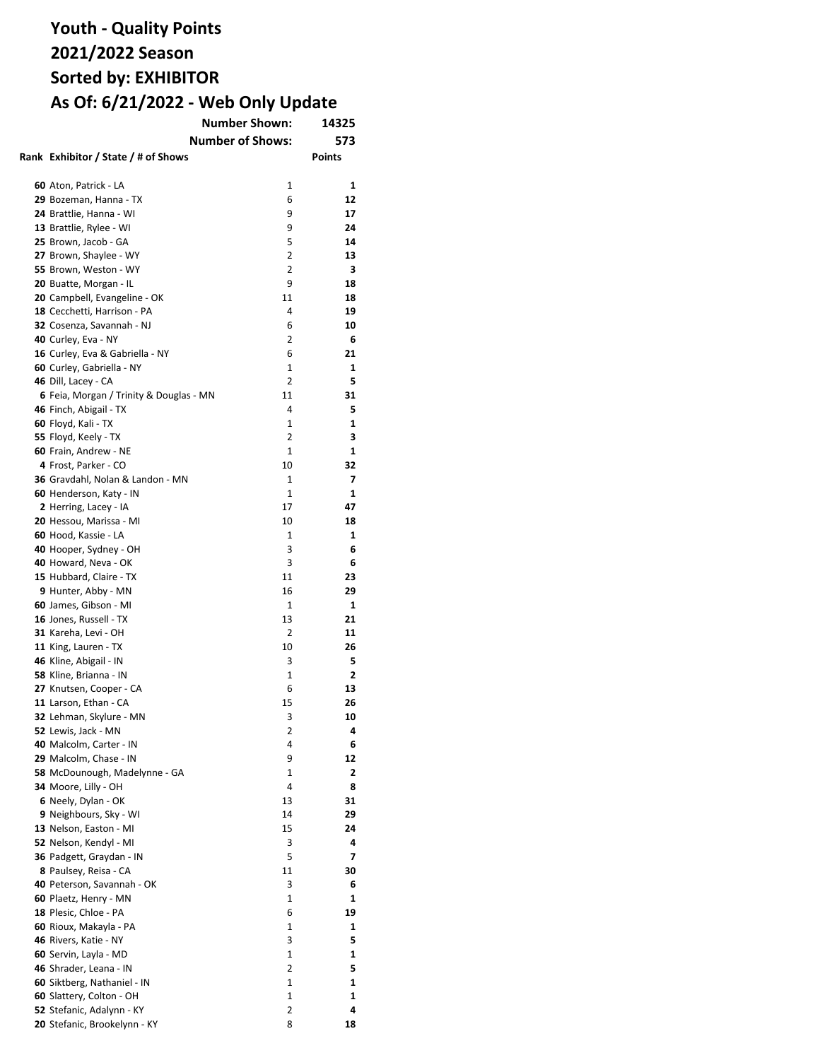# Youth - Quality Points

## 2021/2022 Season

## Sorted by: EXHIBITOR

## As Of: 6/21/2022 - Web Only Update

**Number Shown:** 14325

**Number of Shows:** 573

| Rank | Exhibitor / State / # of Shows | | Points |
|---|---|---|---|
| **60** | Aton, Patrick - LA | 1 | **1** |
| **29** | Bozeman, Hanna - TX | 6 | **12** |
| **24** | Brattlie, Hanna - WI | 9 | **17** |
| **13** | Brattlie, Rylee - WI | 9 | **24** |
| **25** | Brown, Jacob - GA | 5 | **14** |
| **27** | Brown, Shaylee - WY | 2 | **13** |
| **55** | Brown, Weston - WY | 2 | **3** |
| **20** | Buatte, Morgan - IL | 9 | **18** |
| **20** | Campbell, Evangeline - OK | 11 | **18** |
| **18** | Cecchetti, Harrison - PA | 4 | **19** |
| **32** | Cosenza, Savannah - NJ | 6 | **10** |
| **40** | Curley, Eva - NY | 2 | **6** |
| **16** | Curley, Eva & Gabriella - NY | 6 | **21** |
| **60** | Curley, Gabriella - NY | 1 | **1** |
| **46** | Dill, Lacey - CA | 2 | **5** |
| **6** | Feia, Morgan / Trinity & Douglas - MN | 11 | **31** |
| **46** | Finch, Abigail - TX | 4 | **5** |
| **60** | Floyd, Kali - TX | 1 | **1** |
| **55** | Floyd, Keely - TX | 2 | **3** |
| **60** | Frain, Andrew - NE | 1 | **1** |
| **4** | Frost, Parker - CO | 10 | **32** |
| **36** | Gravdahl, Nolan & Landon - MN | 1 | **7** |
| **60** | Henderson, Katy - IN | 1 | **1** |
| **2** | Herring, Lacey - IA | 17 | **47** |
| **20** | Hessou, Marissa - MI | 10 | **18** |
| **60** | Hood, Kassie - LA | 1 | **1** |
| **40** | Hooper, Sydney - OH | 3 | **6** |
| **40** | Howard, Neva - OK | 3 | **6** |
| **15** | Hubbard, Claire - TX | 11 | **23** |
| **9** | Hunter, Abby - MN | 16 | **29** |
| **60** | James, Gibson - MI | 1 | **1** |
| **16** | Jones, Russell - TX | 13 | **21** |
| **31** | Kareha, Levi - OH | 2 | **11** |
| **11** | King, Lauren - TX | 10 | **26** |
| **46** | Kline, Abigail - IN | 3 | **5** |
| **58** | Kline, Brianna - IN | 1 | **2** |
| **27** | Knutsen, Cooper - CA | 6 | **13** |
| **11** | Larson, Ethan - CA | 15 | **26** |
| **32** | Lehman, Skylure - MN | 3 | **10** |
| **52** | Lewis, Jack - MN | 2 | **4** |
| **40** | Malcolm, Carter - IN | 4 | **6** |
| **29** | Malcolm, Chase - IN | 9 | **12** |
| **58** | McDounough, Madelynne - GA | 1 | **2** |
| **34** | Moore, Lilly - OH | 4 | **8** |
| **6** | Neely, Dylan - OK | 13 | **31** |
| **9** | Neighbours, Sky - WI | 14 | **29** |
| **13** | Nelson, Easton - MI | 15 | **24** |
| **52** | Nelson, Kendyl - MI | 3 | **4** |
| **36** | Padgett, Graydan - IN | 5 | **7** |
| **8** | Paulsey, Reisa - CA | 11 | **30** |
| **40** | Peterson, Savannah - OK | 3 | **6** |
| **60** | Plaetz, Henry - MN | 1 | **1** |
| **18** | Plesic, Chloe - PA | 6 | **19** |
| **60** | Rioux, Makayla - PA | 1 | **1** |
| **46** | Rivers, Katie - NY | 3 | **5** |
| **60** | Servin, Layla - MD | 1 | **1** |
| **46** | Shrader, Leana - IN | 2 | **5** |
| **60** | Siktberg, Nathaniel - IN | 1 | **1** |
| **60** | Slattery, Colton - OH | 1 | **1** |
| **52** | Stefanic, Adalynn - KY | 2 | **4** |
| **20** | Stefanic, Brookelynn - KY | 8 | **18** |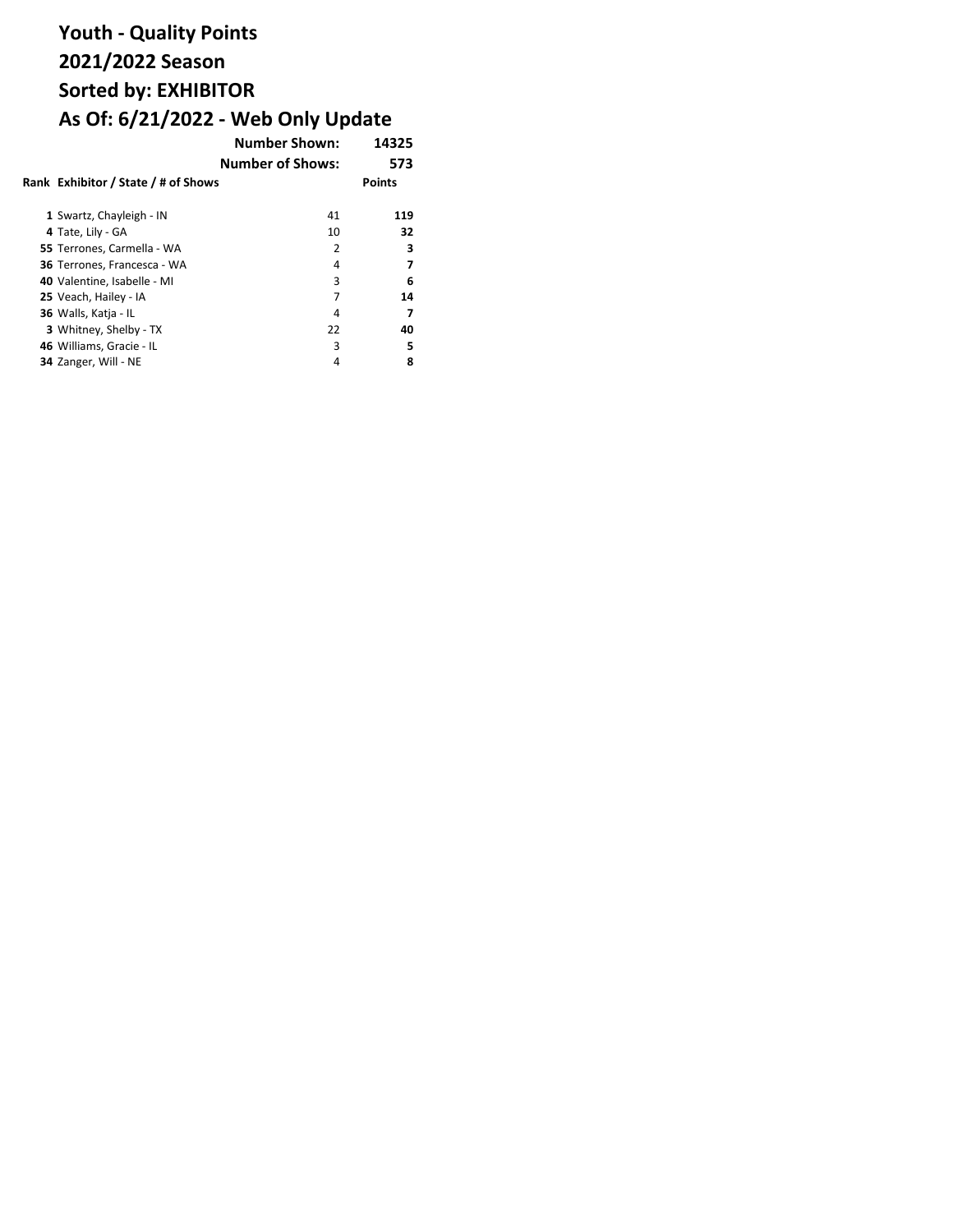# Youth - Quality Points

# 2021/2022 Season

# Sorted by: EXHIBITOR

# As Of: 6/21/2022 - Web Only Update

**Number Shown:** **14325**

**Number of Shows:** **573**

| Rank | Exhibitor / State / # of Shows | | Points |
|---|---|---|---|
| **1** | Swartz, Chayleigh - IN | 41 | **119** |
| **4** | Tate, Lily - GA | 10 | **32** |
| **55** | Terrones, Carmella - WA | 2 | **3** |
| **36** | Terrones, Francesca - WA | 4 | **7** |
| **40** | Valentine, Isabelle - MI | 3 | **6** |
| **25** | Veach, Hailey - IA | 7 | **14** |
| **36** | Walls, Katja - IL | 4 | **7** |
| **3** | Whitney, Shelby - TX | 22 | **40** |
| **46** | Williams, Gracie - IL | 3 | **5** |
| **34** | Zanger, Will - NE | 4 | **8** |